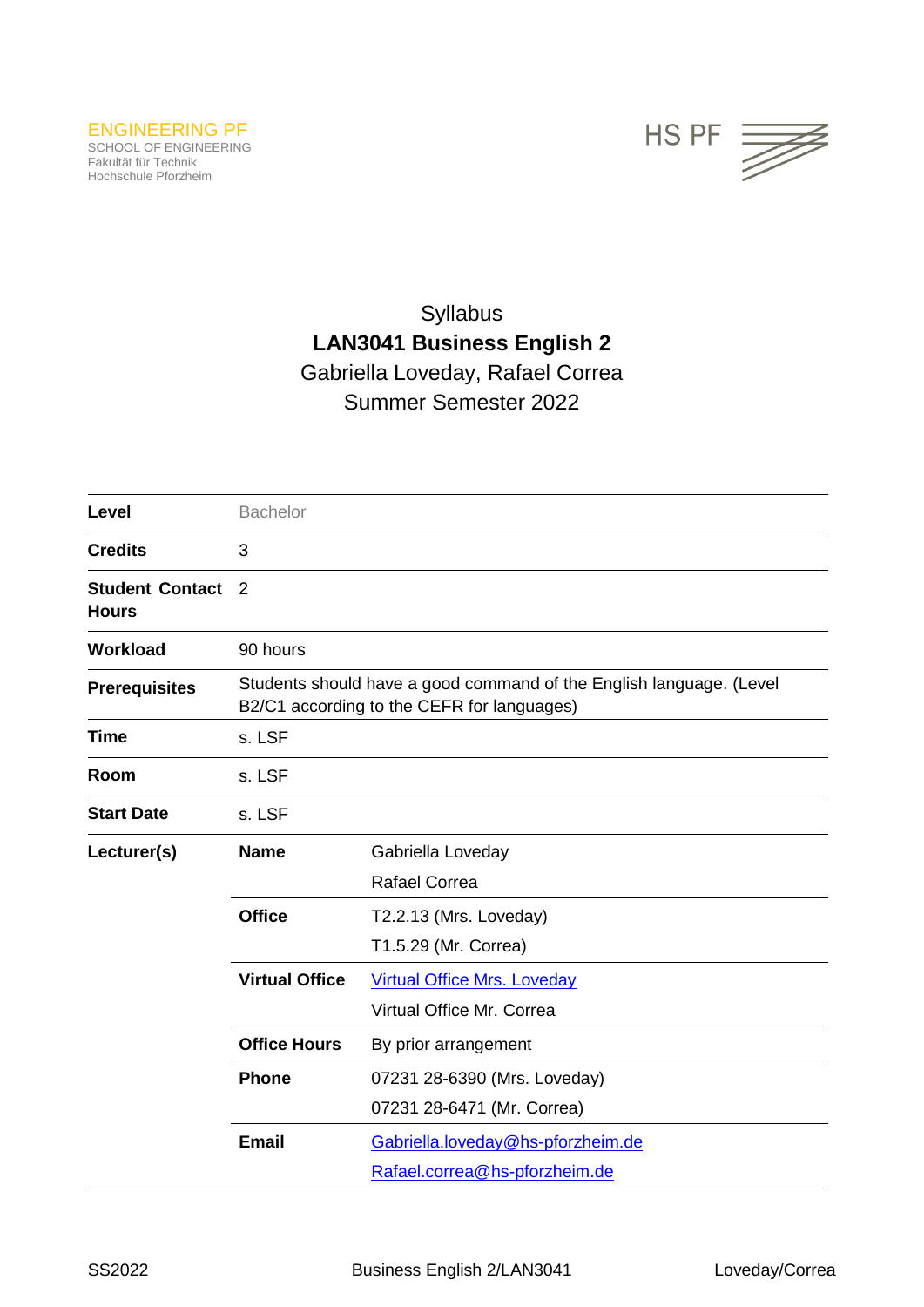ENGINEERING PF
SCHOOL OF ENGINEERING
Fakultät für Technik
Hochschule Pforzheim

HS PF

# Syllabus
## LAN3041 Business English 2
Gabriella Loveday, Rafael Correa
Summer Semester 2022

| | | |
|---|---|---|
| **Level** | Bachelor | |
| **Credits** | 3 | |
| **Student Contact Hours** | 2 | |
| **Workload** | 90 hours | |
| **Prerequisites** | Students should have a good command of the English language. (Level B2/C1 according to the CEFR for languages) | |
| **Time** | s. LSF | |
| **Room** | s. LSF | |
| **Start Date** | s. LSF | |
| **Lecturer(s)** | **Name** | Gabriella Loveday<br>Rafael Correa |
| | **Office** | T2.2.13 (Mrs. Loveday)<br>T1.5.29 (Mr. Correa) |
| | **Virtual Office** | Virtual Office Mrs. Loveday<br>Virtual Office Mr. Correa |
| | **Office Hours** | By prior arrangement |
| | **Phone** | 07231 28-6390 (Mrs. Loveday)<br>07231 28-6471 (Mr. Correa) |
| | **Email** | Gabriella.loveday@hs-pforzheim.de<br>Rafael.correa@hs-pforzheim.de |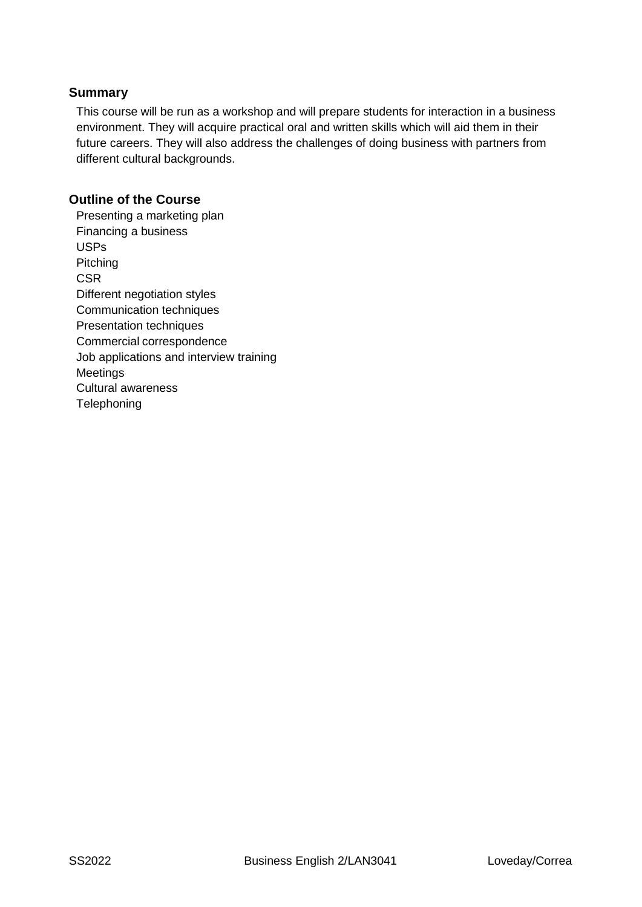## Summary

This course will be run as a workshop and will prepare students for interaction in a business environment. They will acquire practical oral and written skills which will aid them in their future careers. They will also address the challenges of doing business with partners from different cultural backgrounds.

## Outline of the Course

Presenting a marketing plan
Financing a business
USPs
Pitching
CSR
Different negotiation styles
Communication techniques
Presentation techniques
Commercial correspondence
Job applications and interview training
Meetings
Cultural awareness
Telephoning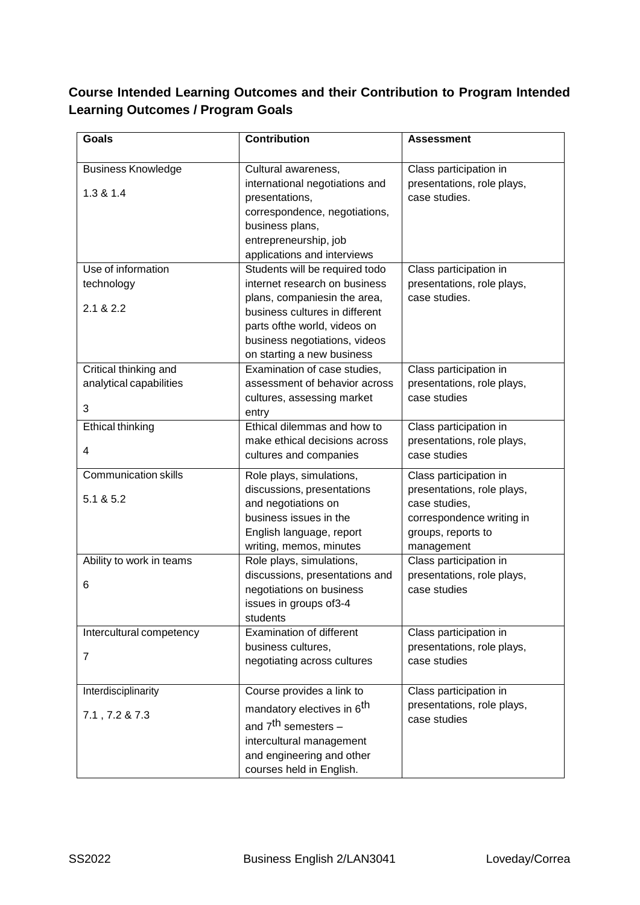## Course Intended Learning Outcomes and their Contribution to Program Intended Learning Outcomes / Program Goals

| Goals | Contribution | Assessment |
|---|---|---|
| Business Knowledge<br>1.3 & 1.4 | Cultural awareness, international negotiations and presentations, correspondence, negotiations, business plans, entrepreneurship, job applications and interviews | Class participation in presentations, role plays, case studies. |
| Use of information technology<br>2.1 & 2.2 | Students will be required todo internet research on business plans, companiesin the area, business cultures in different parts ofthe world, videos on business negotiations, videos on starting a new business | Class participation in presentations, role plays, case studies. |
| Critical thinking and analytical capabilities<br>3 | Examination of case studies, assessment of behavior across cultures, assessing market entry | Class participation in presentations, role plays, case studies |
| Ethical thinking<br>4 | Ethical dilemmas and how to make ethical decisions across cultures and companies | Class participation in presentations, role plays, case studies |
| Communication skills<br>5.1 & 5.2 | Role plays, simulations, discussions, presentations and negotiations on business issues in the English language, report writing, memos, minutes | Class participation in presentations, role plays, case studies, correspondence writing in groups, reports to management |
| Ability to work in teams<br>6 | Role plays, simulations, discussions, presentations and negotiations on business issues in groups of3-4 students | Class participation in presentations, role plays, case studies |
| Intercultural competency<br>7 | Examination of different business cultures, negotiating across cultures | Class participation in presentations, role plays, case studies |
| Interdisciplinarity<br>7.1 , 7.2 & 7.3 | Course provides a link to mandatory electives in 6th and 7th semesters – intercultural management and engineering and other courses held in English. | Class participation in presentations, role plays, case studies |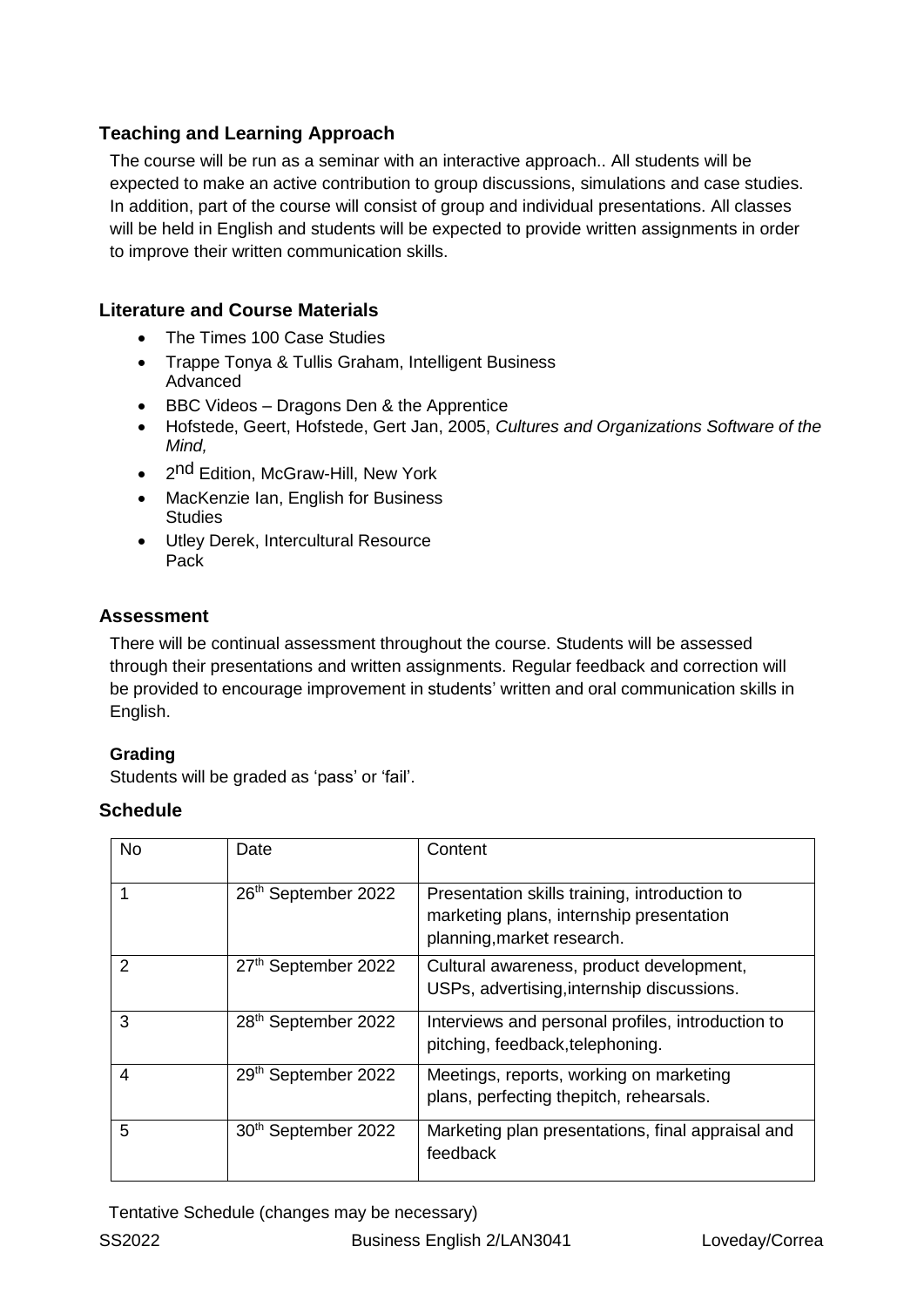## Teaching and Learning Approach

The course will be run as a seminar with an interactive approach.. All students will be expected to make an active contribution to group discussions, simulations and case studies. In addition, part of the course will consist of group and individual presentations. All classes will be held in English and students will be expected to provide written assignments in order to improve their written communication skills.

## Literature and Course Materials

- The Times 100 Case Studies
- Trappe Tonya & Tullis Graham, Intelligent Business Advanced
- BBC Videos – Dragons Den & the Apprentice
- Hofstede, Geert, Hofstede, Gert Jan, 2005, *Cultures and Organizations Software of the Mind,*
- 2nd Edition, McGraw-Hill, New York
- MacKenzie Ian, English for Business Studies
- Utley Derek, Intercultural Resource Pack

## Assessment

There will be continual assessment throughout the course. Students will be assessed through their presentations and written assignments. Regular feedback and correction will be provided to encourage improvement in students' written and oral communication skills in English.

### Grading

Students will be graded as 'pass' or 'fail'.

## Schedule

| No | Date | Content |
|---|---|---|
| 1 | 26th September 2022 | Presentation skills training, introduction to marketing plans, internship presentation planning,market research. |
| 2 | 27th September 2022 | Cultural awareness, product development, USPs, advertising,internship discussions. |
| 3 | 28th September 2022 | Interviews and personal profiles, introduction to pitching, feedback,telephoning. |
| 4 | 29th September 2022 | Meetings, reports, working on marketing plans, perfecting thepitch, rehearsals. |
| 5 | 30th September 2022 | Marketing plan presentations, final appraisal and feedback |

Tentative Schedule (changes may be necessary)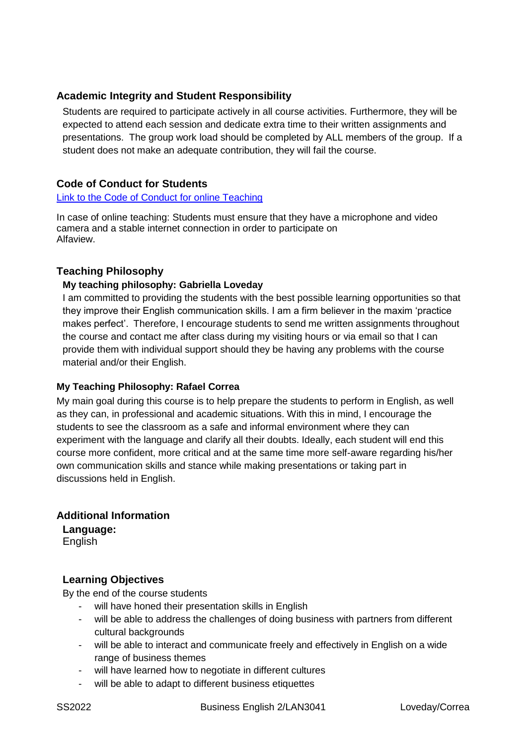## Academic Integrity and Student Responsibility

Students are required to participate actively in all course activities. Furthermore, they will be expected to attend each session and dedicate extra time to their written assignments and presentations. The group work load should be completed by ALL members of the group. If a student does not make an adequate contribution, they will fail the course.

## Code of Conduct for Students

[Link to the Code of Conduct for online Teaching]

In case of online teaching: Students must ensure that they have a microphone and video camera and a stable internet connection in order to participate on Alfaview.

## Teaching Philosophy

### My teaching philosophy: Gabriella Loveday

I am committed to providing the students with the best possible learning opportunities so that they improve their English communication skills. I am a firm believer in the maxim 'practice makes perfect'. Therefore, I encourage students to send me written assignments throughout the course and contact me after class during my visiting hours or via email so that I can provide them with individual support should they be having any problems with the course material and/or their English.

### My Teaching Philosophy: Rafael Correa

My main goal during this course is to help prepare the students to perform in English, as well as they can, in professional and academic situations. With this in mind, I encourage the students to see the classroom as a safe and informal environment where they can experiment with the language and clarify all their doubts. Ideally, each student will end this course more confident, more critical and at the same time more self-aware regarding his/her own communication skills and stance while making presentations or taking part in discussions held in English.

## Additional Information

**Language:**
English

### Learning Objectives

By the end of the course students

- will have honed their presentation skills in English
- will be able to address the challenges of doing business with partners from different cultural backgrounds
- will be able to interact and communicate freely and effectively in English on a wide range of business themes
- will have learned how to negotiate in different cultures
- will be able to adapt to different business etiquettes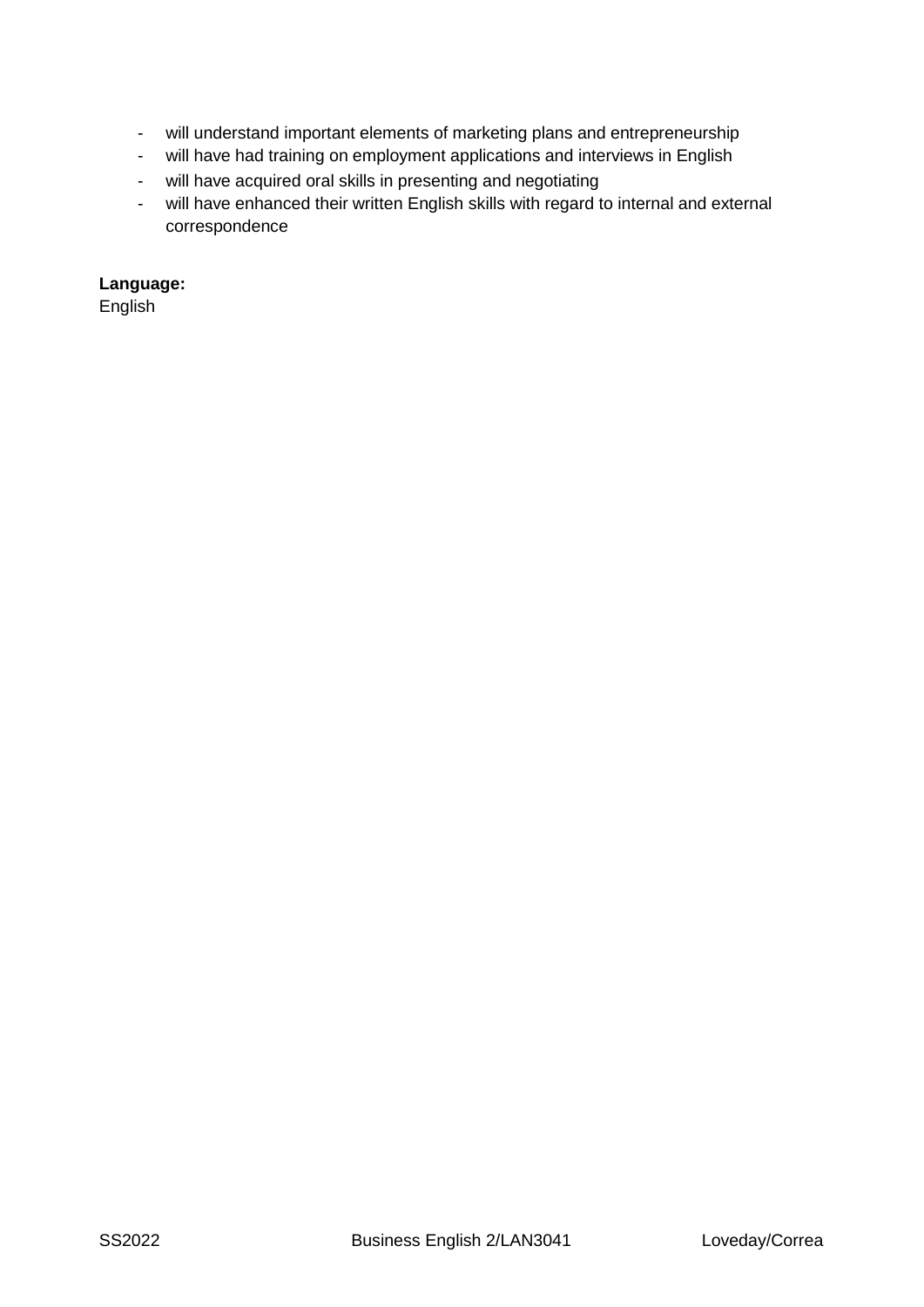- will understand important elements of marketing plans and entrepreneurship
- will have had training on employment applications and interviews in English
- will have acquired oral skills in presenting and negotiating
- will have enhanced their written English skills with regard to internal and external correspondence

**Language:**
English